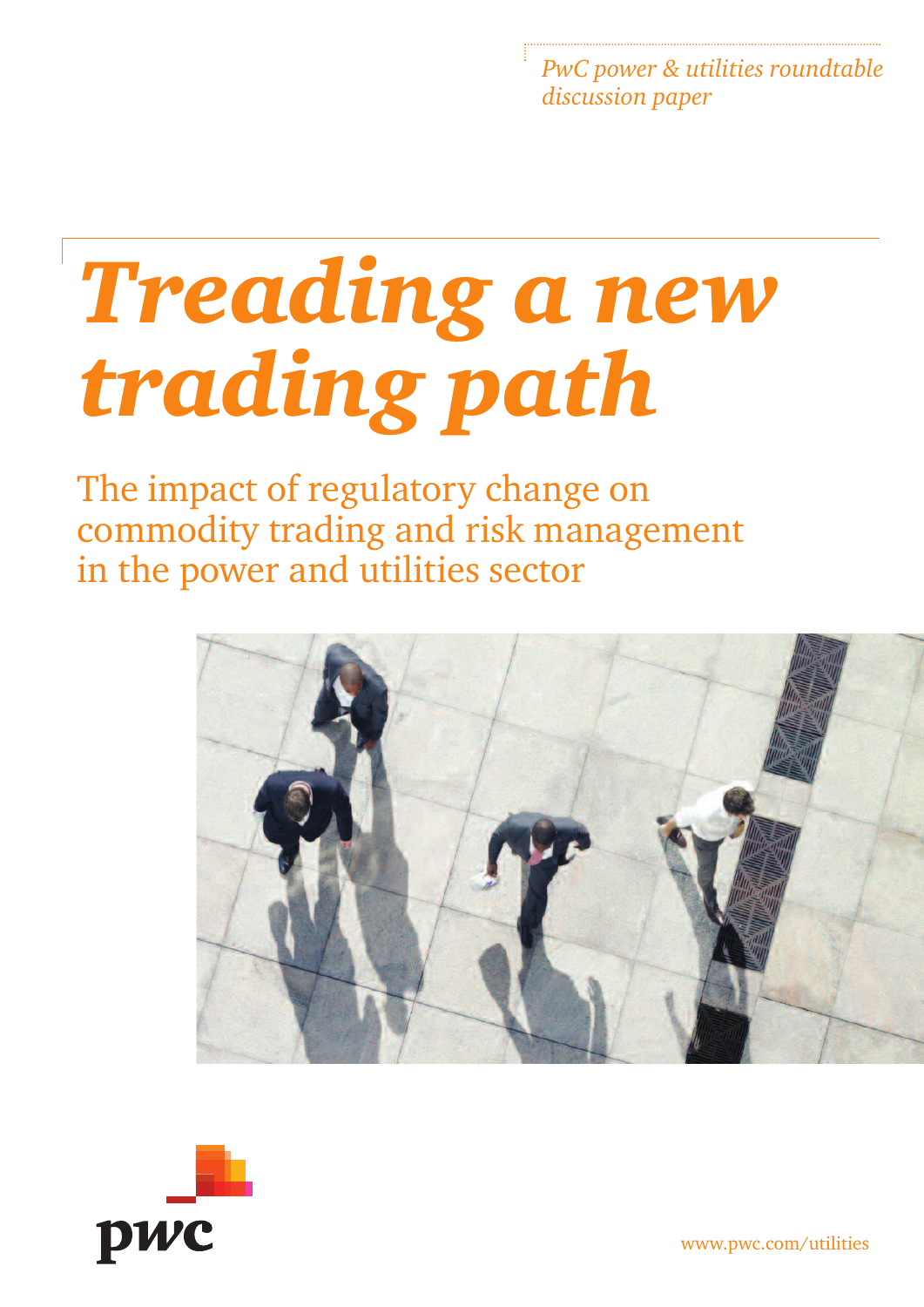*PwC power & utilities roundtable discussion paper*

# *Treading a new trading path*

## The impact of regulatory change on commodity trading and risk management in the power and utilities sector

pwc

www.pwc.com/utilities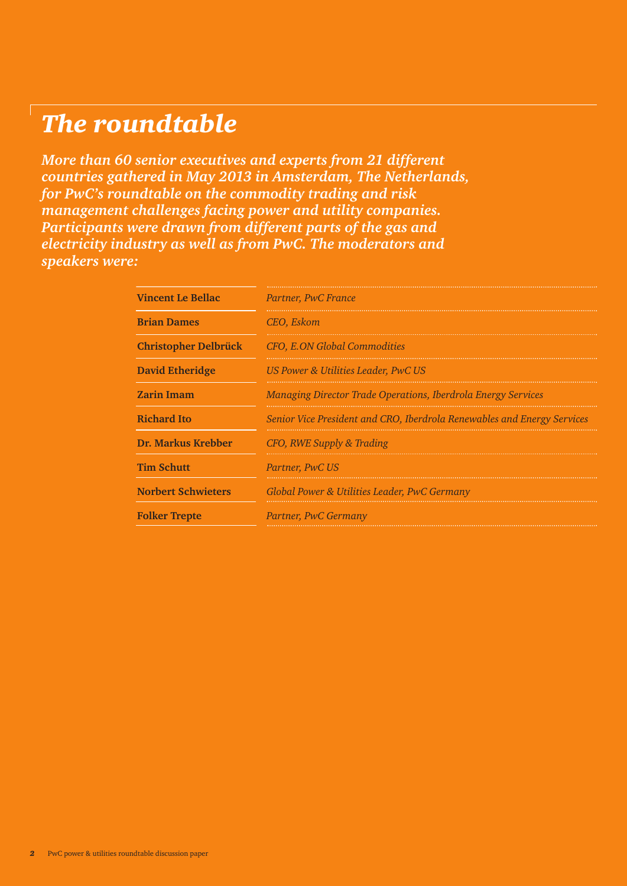# The roundtable

***More than 60 senior executives and experts from 21 different countries gathered in May 2013 in Amsterdam, The Netherlands, for PwC's roundtable on the commodity trading and risk management challenges facing power and utility companies. Participants were drawn from different parts of the gas and electricity industry as well as from PwC. The moderators and speakers were:***

| | |
|---|---|
| **Vincent Le Bellac** | *Partner, PwC France* |
| **Brian Dames** | *CEO, Eskom* |
| **Christopher Delbrück** | *CFO, E.ON Global Commodities* |
| **David Etheridge** | *US Power & Utilities Leader, PwC US* |
| **Zarin Imam** | *Managing Director Trade Operations, Iberdrola Energy Services* |
| **Richard Ito** | *Senior Vice President and CRO, Iberdrola Renewables and Energy Services* |
| **Dr. Markus Krebber** | *CFO, RWE Supply & Trading* |
| **Tim Schutt** | *Partner, PwC US* |
| **Norbert Schwieters** | *Global Power & Utilities Leader, PwC Germany* |
| **Folker Trepte** | *Partner, PwC Germany* |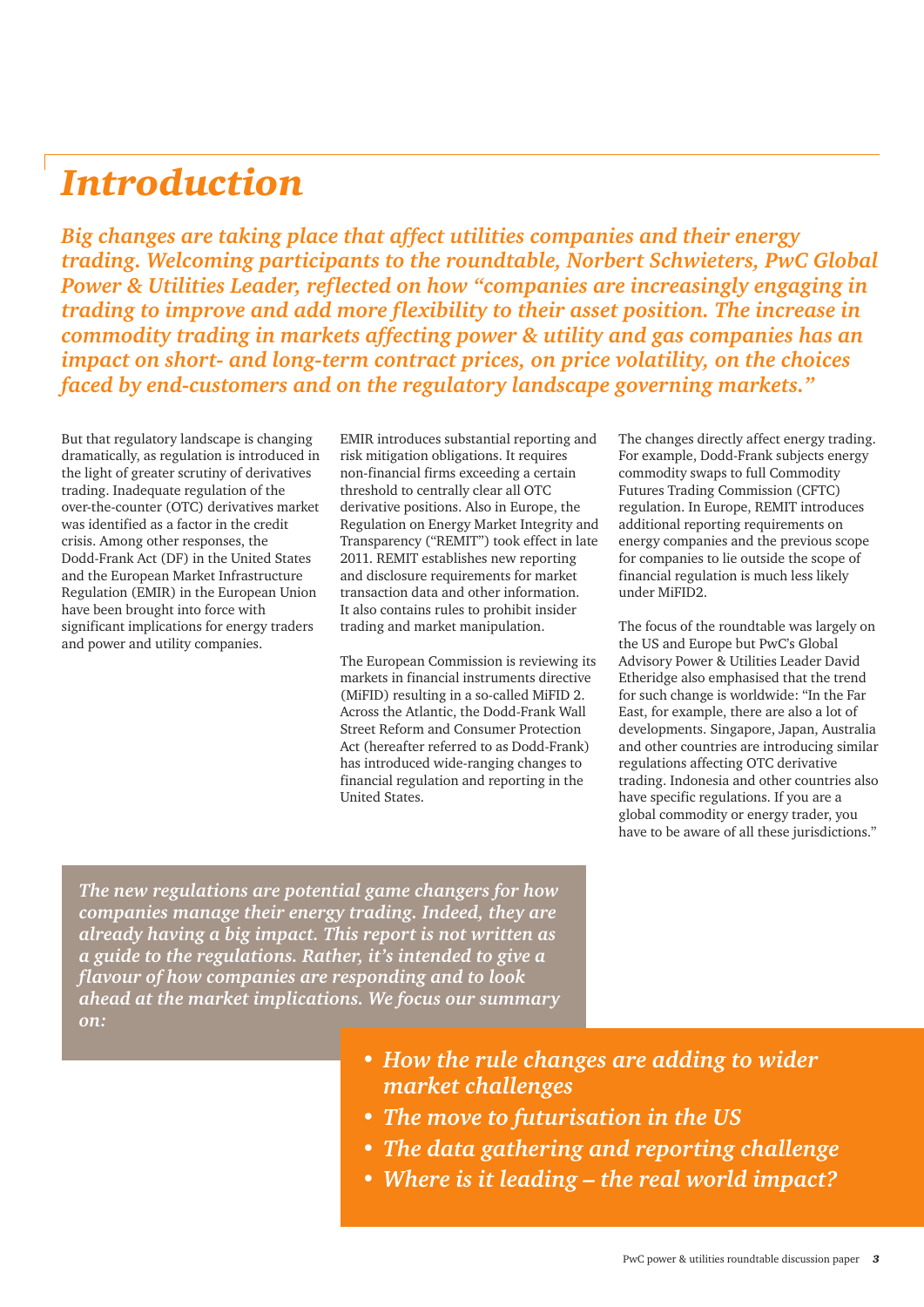# Introduction

*Big changes are taking place that affect utilities companies and their energy trading. Welcoming participants to the roundtable, Norbert Schwieters, PwC Global Power & Utilities Leader, reflected on how "companies are increasingly engaging in trading to improve and add more flexibility to their asset position. The increase in commodity trading in markets affecting power & utility and gas companies has an impact on short- and long-term contract prices, on price volatility, on the choices faced by end-customers and on the regulatory landscape governing markets."*

But that regulatory landscape is changing dramatically, as regulation is introduced in the light of greater scrutiny of derivatives trading. Inadequate regulation of the over-the-counter (OTC) derivatives market was identified as a factor in the credit crisis. Among other responses, the Dodd-Frank Act (DF) in the United States and the European Market Infrastructure Regulation (EMIR) in the European Union have been brought into force with significant implications for energy traders and power and utility companies.

EMIR introduces substantial reporting and risk mitigation obligations. It requires non-financial firms exceeding a certain threshold to centrally clear all OTC derivative positions. Also in Europe, the Regulation on Energy Market Integrity and Transparency ("REMIT") took effect in late 2011. REMIT establishes new reporting and disclosure requirements for market transaction data and other information. It also contains rules to prohibit insider trading and market manipulation.

The European Commission is reviewing its markets in financial instruments directive (MiFID) resulting in a so-called MiFID 2. Across the Atlantic, the Dodd-Frank Wall Street Reform and Consumer Protection Act (hereafter referred to as Dodd-Frank) has introduced wide-ranging changes to financial regulation and reporting in the United States.

The changes directly affect energy trading. For example, Dodd-Frank subjects energy commodity swaps to full Commodity Futures Trading Commission (CFTC) regulation. In Europe, REMIT introduces additional reporting requirements on energy companies and the previous scope for companies to lie outside the scope of financial regulation is much less likely under MiFID2.

The focus of the roundtable was largely on the US and Europe but PwC's Global Advisory Power & Utilities Leader David Etheridge also emphasised that the trend for such change is worldwide: "In the Far East, for example, there are also a lot of developments. Singapore, Japan, Australia and other countries are introducing similar regulations affecting OTC derivative trading. Indonesia and other countries also have specific regulations. If you are a global commodity or energy trader, you have to be aware of all these jurisdictions."

*The new regulations are potential game changers for how companies manage their energy trading. Indeed, they are already having a big impact. This report is not written as a guide to the regulations. Rather, it's intended to give a flavour of how companies are responding and to look ahead at the market implications. We focus our summary on:*

- *How the rule changes are adding to wider market challenges*
- *The move to futurisation in the US*
- *The data gathering and reporting challenge*
- *Where is it leading – the real world impact?*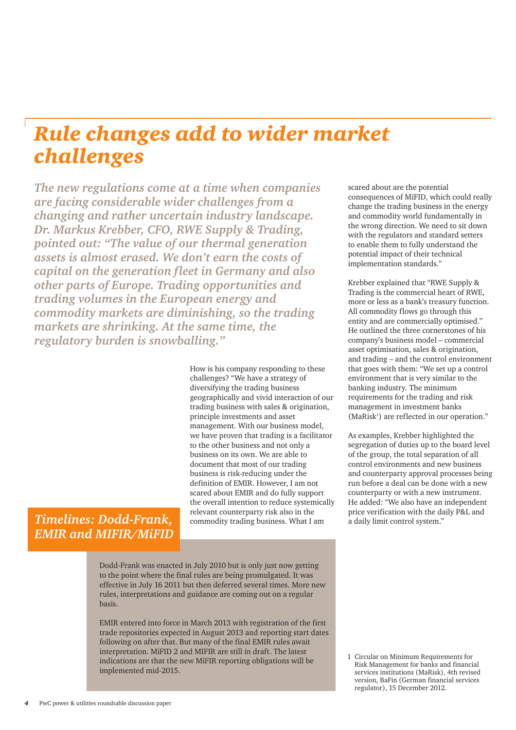# *Rule changes add to wider market challenges*

***The new regulations come at a time when companies are facing considerable wider challenges from a changing and rather uncertain industry landscape. Dr. Markus Krebber, CFO, RWE Supply & Trading, pointed out: "The value of our thermal generation assets is almost erased. We don't earn the costs of capital on the generation fleet in Germany and also other parts of Europe. Trading opportunities and trading volumes in the European energy and commodity markets are diminishing, so the trading markets are shrinking. At the same time, the regulatory burden is snowballing."***

How is his company responding to these challenges? "We have a strategy of diversifying the trading business geographically and vivid interaction of our trading business with sales & origination, principle investments and asset management. With our business model, we have proven that trading is a facilitator to the other business and not only a business on its own. We are able to document that most of our trading business is risk-reducing under the definition of EMIR. However, I am not scared about EMIR and do fully support the overall intention to reduce systemically relevant counterparty risk also in the commodity trading business. What I am scared about are the potential consequences of MiFID, which could really change the trading business in the energy and commodity world fundamentally in the wrong direction. We need to sit down with the regulators and standard setters to enable them to fully understand the potential impact of their technical implementation standards."

Krebber explained that "RWE Supply & Trading is the commercial heart of RWE, more or less as a bank's treasury function. All commodity flows go through this entity and are commercially optimised." He outlined the three cornerstones of his company's business model – commercial asset optimisation, sales & origination, and trading – and the control environment that goes with them: "We set up a control environment that is very similar to the banking industry. The minimum requirements for the trading and risk management in investment banks (MaRisk[1]) are reflected in our operation."

As examples, Krebber highlighted the segregation of duties up to the board level of the group, the total separation of all control environments and new business and counterparty approval processes being run before a deal can be done with a new counterparty or with a new instrument. He added: "We also have an independent price verification with the daily P&L and a daily limit control system."

## *Timelines: Dodd-Frank, EMIR and MIFIR/MiFID*

Dodd-Frank was enacted in July 2010 but is only just now getting to the point where the final rules are being promulgated. It was effective in July 16 2011 but then deferred several times. More new rules, interpretations and guidance are coming out on a regular basis.

EMIR entered into force in March 2013 with registration of the first trade repositories expected in August 2013 and reporting start dates following on after that. But many of the final EMIR rules await interpretation. MiFID 2 and MIFIR are still in draft. The latest indications are that the new MiFIR reporting obligations will be implemented mid-2015.

1 Circular on Minimum Requirements for Risk Management for banks and financial services institutions (MaRisk), 4th revised version, BaFin (German financial services regulator), 15 December 2012.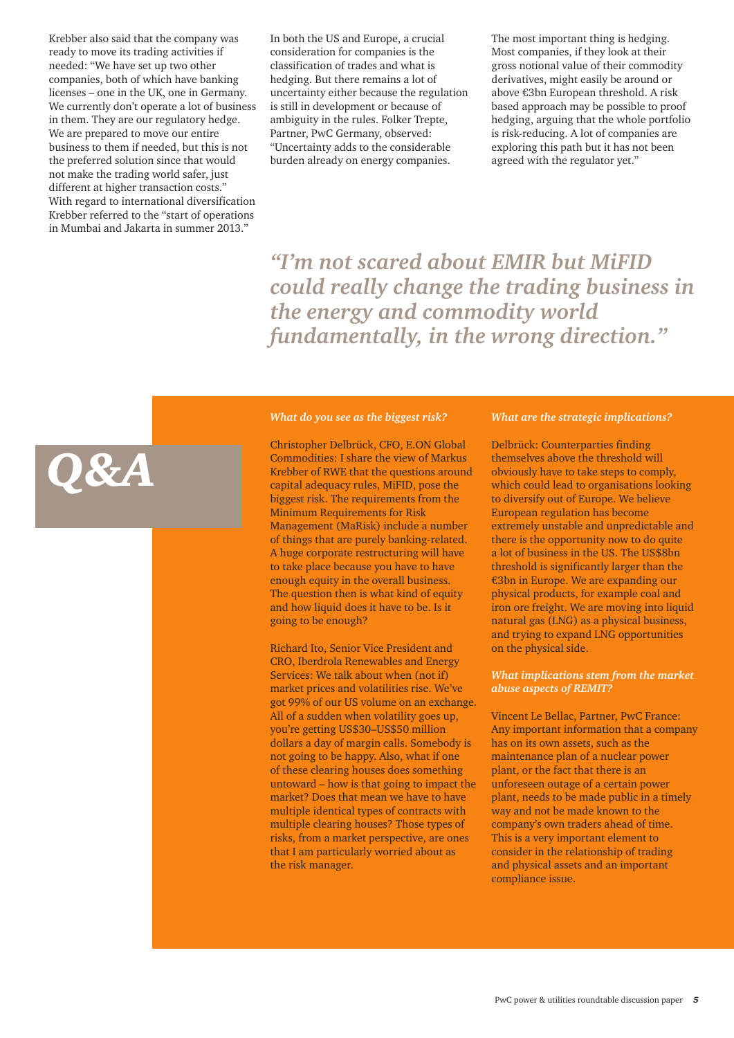Krebber also said that the company was ready to move its trading activities if needed: "We have set up two other companies, both of which have banking licenses – one in the UK, one in Germany. We currently don't operate a lot of business in them. They are our regulatory hedge. We are prepared to move our entire business to them if needed, but this is not the preferred solution since that would not make the trading world safer, just different at higher transaction costs." With regard to international diversification Krebber referred to the "start of operations in Mumbai and Jakarta in summer 2013."

In both the US and Europe, a crucial consideration for companies is the classification of trades and what is hedging. But there remains a lot of uncertainty either because the regulation is still in development or because of ambiguity in the rules. Folker Trepte, Partner, PwC Germany, observed: "Uncertainty adds to the considerable burden already on energy companies.

The most important thing is hedging. Most companies, if they look at their gross notional value of their commodity derivatives, might easily be around or above €3bn European threshold. A risk based approach may be possible to proof hedging, arguing that the whole portfolio is risk-reducing. A lot of companies are exploring this path but it has not been agreed with the regulator yet."

> *"I'm not scared about EMIR but MiFID could really change the trading business in the energy and commodity world fundamentally, in the wrong direction."*

## Q&A

***What do you see as the biggest risk?***

Christopher Delbrück, CFO, E.ON Global Commodities: I share the view of Markus Krebber of RWE that the questions around capital adequacy rules, MiFID, pose the biggest risk. The requirements from the Minimum Requirements for Risk Management (MaRisk) include a number of things that are purely banking-related. A huge corporate restructuring will have to take place because you have to have enough equity in the overall business. The question then is what kind of equity and how liquid does it have to be. Is it going to be enough?

Richard Ito, Senior Vice President and CRO, Iberdrola Renewables and Energy Services: We talk about when (not if) market prices and volatilities rise. We've got 99% of our US volume on an exchange. All of a sudden when volatility goes up, you're getting US$30–US$50 million dollars a day of margin calls. Somebody is not going to be happy. Also, what if one of these clearing houses does something untoward – how is that going to impact the market? Does that mean we have to have multiple identical types of contracts with multiple clearing houses? Those types of risks, from a market perspective, are ones that I am particularly worried about as the risk manager.

***What are the strategic implications?***

Delbrück: Counterparties finding themselves above the threshold will obviously have to take steps to comply, which could lead to organisations looking to diversify out of Europe. We believe European regulation has become extremely unstable and unpredictable and there is the opportunity now to do quite a lot of business in the US. The US$8bn threshold is significantly larger than the €3bn in Europe. We are expanding our physical products, for example coal and iron ore freight. We are moving into liquid natural gas (LNG) as a physical business, and trying to expand LNG opportunities on the physical side.

***What implications stem from the market abuse aspects of REMIT?***

Vincent Le Bellac, Partner, PwC France: Any important information that a company has on its own assets, such as the maintenance plan of a nuclear power plant, or the fact that there is an unforeseen outage of a certain power plant, needs to be made public in a timely way and not be made known to the company's own traders ahead of time. This is a very important element to consider in the relationship of trading and physical assets and an important compliance issue.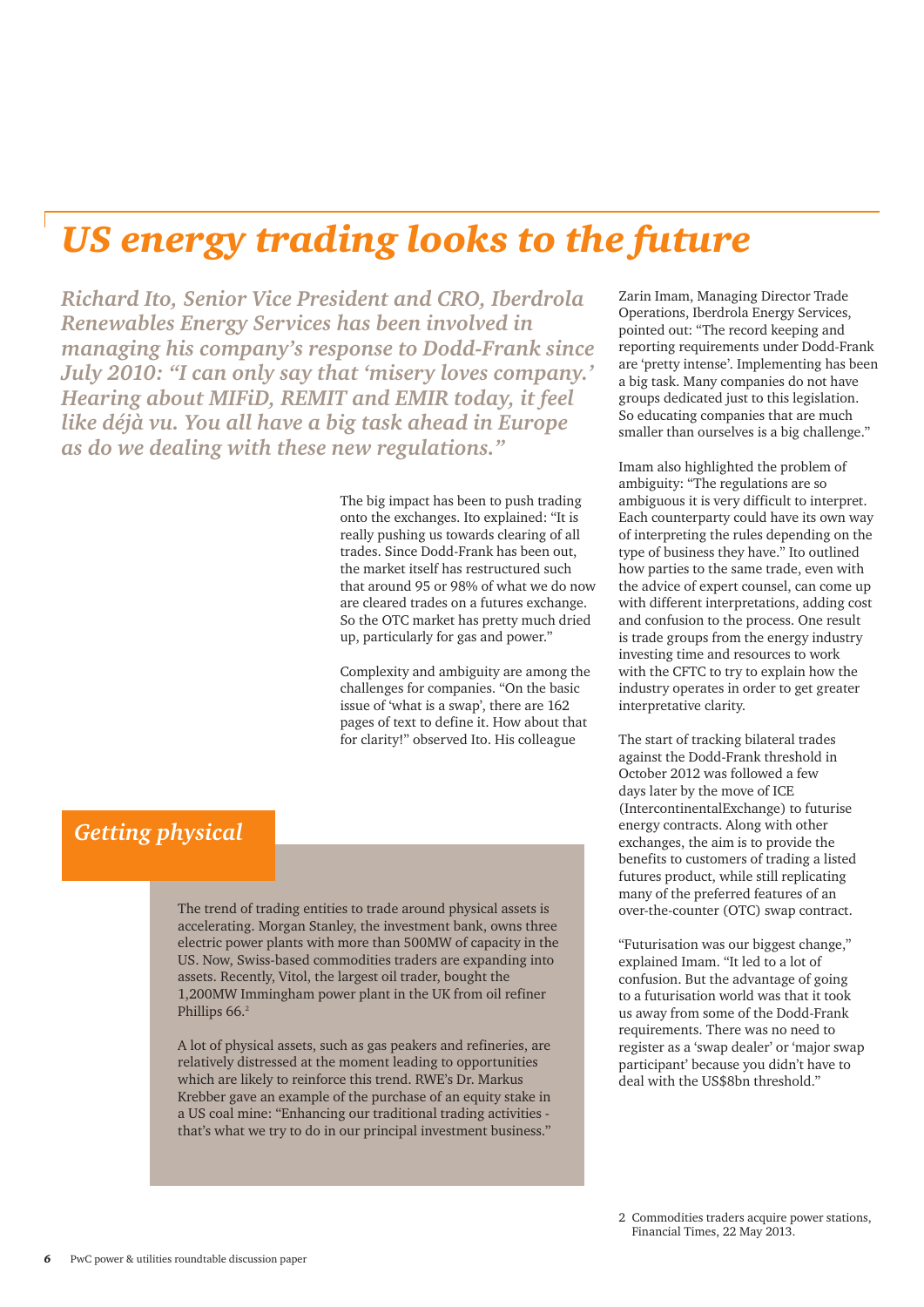# US energy trading looks to the future

*Richard Ito, Senior Vice President and CRO, Iberdrola Renewables Energy Services has been involved in managing his company's response to Dodd-Frank since July 2010: "I can only say that 'misery loves company.' Hearing about MIFiD, REMIT and EMIR today, it feel like déjà vu. You all have a big task ahead in Europe as do we dealing with these new regulations."*

The big impact has been to push trading onto the exchanges. Ito explained: "It is really pushing us towards clearing of all trades. Since Dodd-Frank has been out, the market itself has restructured such that around 95 or 98% of what we do now are cleared trades on a futures exchange. So the OTC market has pretty much dried up, particularly for gas and power."

Complexity and ambiguity are among the challenges for companies. "On the basic issue of 'what is a swap', there are 162 pages of text to define it. How about that for clarity!" observed Ito. His colleague Zarin Imam, Managing Director Trade Operations, Iberdrola Energy Services, pointed out: "The record keeping and reporting requirements under Dodd-Frank are 'pretty intense'. Implementing has been a big task. Many companies do not have groups dedicated just to this legislation. So educating companies that are much smaller than ourselves is a big challenge."

Imam also highlighted the problem of ambiguity: "The regulations are so ambiguous it is very difficult to interpret. Each counterparty could have its own way of interpreting the rules depending on the type of business they have." Ito outlined how parties to the same trade, even with the advice of expert counsel, can come up with different interpretations, adding cost and confusion to the process. One result is trade groups from the energy industry investing time and resources to work with the CFTC to try to explain how the industry operates in order to get greater interpretative clarity.

The start of tracking bilateral trades against the Dodd-Frank threshold in October 2012 was followed a few days later by the move of ICE (IntercontinentalExchange) to futurise energy contracts. Along with other exchanges, the aim is to provide the benefits to customers of trading a listed futures product, while still replicating many of the preferred features of an over-the-counter (OTC) swap contract.

"Futurisation was our biggest change," explained Imam. "It led to a lot of confusion. But the advantage of going to a futurisation world was that it took us away from some of the Dodd-Frank requirements. There was no need to register as a 'swap dealer' or 'major swap participant' because you didn't have to deal with the US$8bn threshold."

## Getting physical

The trend of trading entities to trade around physical assets is accelerating. Morgan Stanley, the investment bank, owns three electric power plants with more than 500MW of capacity in the US. Now, Swiss-based commodities traders are expanding into assets. Recently, Vitol, the largest oil trader, bought the 1,200MW Immingham power plant in the UK from oil refiner Phillips 66.[2]

A lot of physical assets, such as gas peakers and refineries, are relatively distressed at the moment leading to opportunities which are likely to reinforce this trend. RWE's Dr. Markus Krebber gave an example of the purchase of an equity stake in a US coal mine: "Enhancing our traditional trading activities - that's what we try to do in our principal investment business."

2 Commodities traders acquire power stations, Financial Times, 22 May 2013.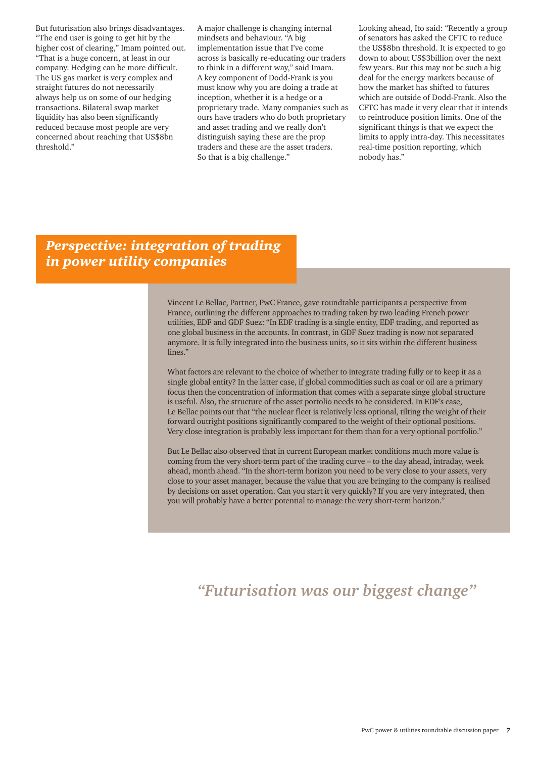But futurisation also brings disadvantages. "The end user is going to get hit by the higher cost of clearing," Imam pointed out. "That is a huge concern, at least in our company. Hedging can be more difficult. The US gas market is very complex and straight futures do not necessarily always help us on some of our hedging transactions. Bilateral swap market liquidity has also been significantly reduced because most people are very concerned about reaching that US$8bn threshold."

A major challenge is changing internal mindsets and behaviour. "A big implementation issue that I've come across is basically re-educating our traders to think in a different way," said Imam. A key component of Dodd-Frank is you must know why you are doing a trade at inception, whether it is a hedge or a proprietary trade. Many companies such as ours have traders who do both proprietary and asset trading and we really don't distinguish saying these are the prop traders and these are the asset traders. So that is a big challenge."

Looking ahead, Ito said: "Recently a group of senators has asked the CFTC to reduce the US$8bn threshold. It is expected to go down to about US$3billion over the next few years. But this may not be such a big deal for the energy markets because of how the market has shifted to futures which are outside of Dodd-Frank. Also the CFTC has made it very clear that it intends to reintroduce position limits. One of the significant things is that we expect the limits to apply intra-day. This necessitates real-time position reporting, which nobody has."

## *Perspective: integration of trading in power utility companies*

Vincent Le Bellac, Partner, PwC France, gave roundtable participants a perspective from France, outlining the different approaches to trading taken by two leading French power utilities, EDF and GDF Suez: "In EDF trading is a single entity, EDF trading, and reported as one global business in the accounts. In contrast, in GDF Suez trading is now not separated anymore. It is fully integrated into the business units, so it sits within the different business lines."

What factors are relevant to the choice of whether to integrate trading fully or to keep it as a single global entity? In the latter case, if global commodities such as coal or oil are a primary focus then the concentration of information that comes with a separate singe global structure is useful. Also, the structure of the asset portolio needs to be considered. In EDF's case, Le Bellac points out that "the nuclear fleet is relatively less optional, tilting the weight of their forward outright positions significantly compared to the weight of their optional positions. Very close integration is probably less important for them than for a very optional portfolio."

But Le Bellac also observed that in current European market conditions much more value is coming from the very short-term part of the trading curve – to the day ahead, intraday, week ahead, month ahead. "In the short-term horizon you need to be very close to your assets, very close to your asset manager, because the value that you are bringing to the company is realised by decisions on asset operation. Can you start it very quickly? If you are very integrated, then you will probably have a better potential to manage the very short-term horizon."

*"Futurisation was our biggest change"*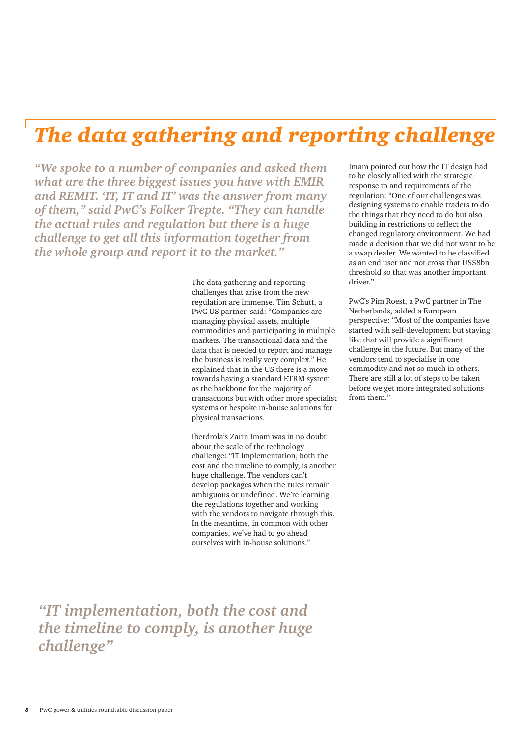# The data gathering and reporting challenge

*"We spoke to a number of companies and asked them what are the three biggest issues you have with EMIR and REMIT. 'IT, IT and IT' was the answer from many of them," said PwC's Folker Trepte. "They can handle the actual rules and regulation but there is a huge challenge to get all this information together from the whole group and report it to the market."*

The data gathering and reporting challenges that arise from the new regulation are immense. Tim Schutt, a PwC US partner, said: "Companies are managing physical assets, multiple commodities and participating in multiple markets. The transactional data and the data that is needed to report and manage the business is really very complex." He explained that in the US there is a move towards having a standard ETRM system as the backbone for the majority of transactions but with other more specialist systems or bespoke in-house solutions for physical transactions.

Iberdrola's Zarin Imam was in no doubt about the scale of the technology challenge: "IT implementation, both the cost and the timeline to comply, is another huge challenge. The vendors can't develop packages when the rules remain ambiguous or undefined. We're learning the regulations together and working with the vendors to navigate through this. In the meantime, in common with other companies, we've had to go ahead ourselves with in-house solutions."

Imam pointed out how the IT design had to be closely allied with the strategic response to and requirements of the regulation: "One of our challenges was designing systems to enable traders to do the things that they need to do but also building in restrictions to reflect the changed regulatory environment. We had made a decision that we did not want to be a swap dealer. We wanted to be classified as an end user and not cross that US$8bn threshold so that was another important driver."

PwC's Pim Roest, a PwC partner in The Netherlands, added a European perspective: "Most of the companies have started with self-development but staying like that will provide a significant challenge in the future. But many of the vendors tend to specialise in one commodity and not so much in others. There are still a lot of steps to be taken before we get more integrated solutions from them."

*"IT implementation, both the cost and the timeline to comply, is another huge challenge"*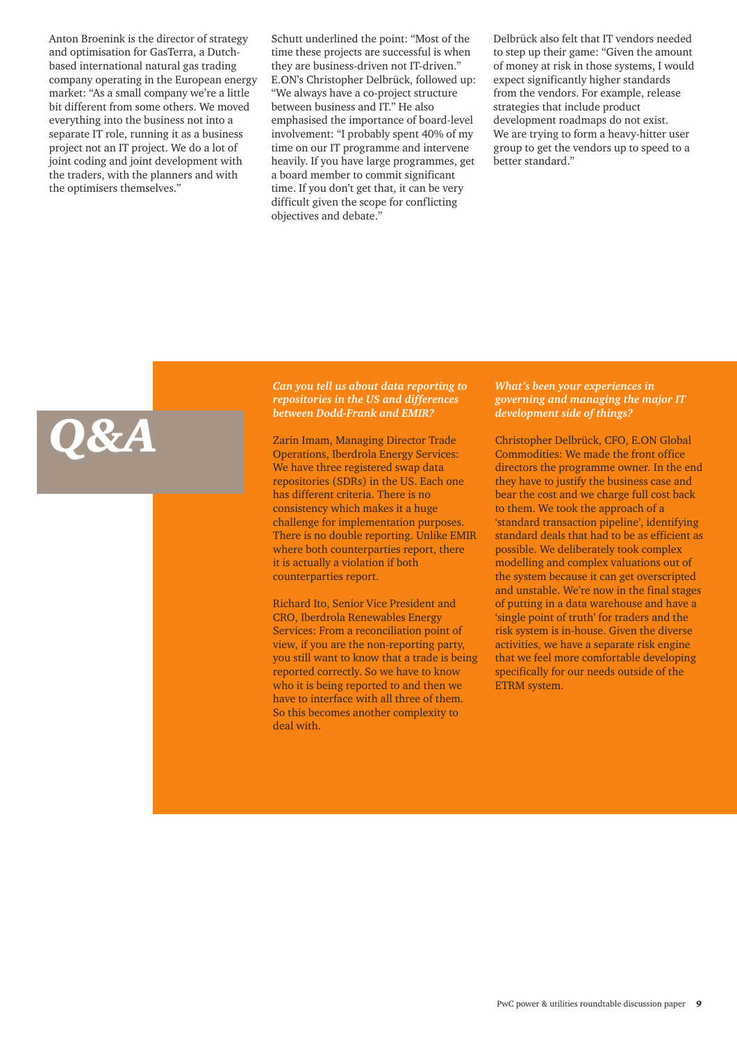Anton Broenink is the director of strategy and optimisation for GasTerra, a Dutch-based international natural gas trading company operating in the European energy market: "As a small company we're a little bit different from some others. We moved everything into the business not into a separate IT role, running it as a business project not an IT project. We do a lot of joint coding and joint development with the traders, with the planners and with the optimisers themselves."

Schutt underlined the point: "Most of the time these projects are successful is when they are business-driven not IT-driven." E.ON's Christopher Delbrück, followed up: "We always have a co-project structure between business and IT." He also emphasised the importance of board-level involvement: "I probably spent 40% of my time on our IT programme and intervene heavily. If you have large programmes, get a board member to commit significant time. If you don't get that, it can be very difficult given the scope for conflicting objectives and debate."

Delbrück also felt that IT vendors needed to step up their game: "Given the amount of money at risk in those systems, I would expect significantly higher standards from the vendors. For example, release strategies that include product development roadmaps do not exist. We are trying to form a heavy-hitter user group to get the vendors up to speed to a better standard."

# *Q&A*

***Can you tell us about data reporting to repositories in the US and differences between Dodd-Frank and EMIR?***

Zarin Imam, Managing Director Trade Operations, Iberdrola Energy Services: We have three registered swap data repositories (SDRs) in the US. Each one has different criteria. There is no consistency which makes it a huge challenge for implementation purposes. There is no double reporting. Unlike EMIR where both counterparties report, there it is actually a violation if both counterparties report.

Richard Ito, Senior Vice President and CRO, Iberdrola Renewables Energy Services: From a reconciliation point of view, if you are the non-reporting party, you still want to know that a trade is being reported correctly. So we have to know who it is being reported to and then we have to interface with all three of them. So this becomes another complexity to deal with.

***What's been your experiences in governing and managing the major IT development side of things?***

Christopher Delbrück, CFO, E.ON Global Commodities: We made the front office directors the programme owner. In the end they have to justify the business case and bear the cost and we charge full cost back to them. We took the approach of a 'standard transaction pipeline', identifying standard deals that had to be as efficient as possible. We deliberately took complex modelling and complex valuations out of the system because it can get overscripted and unstable. We're now in the final stages of putting in a data warehouse and have a 'single point of truth' for traders and the risk system is in-house. Given the diverse activities, we have a separate risk engine that we feel more comfortable developing specifically for our needs outside of the ETRM system.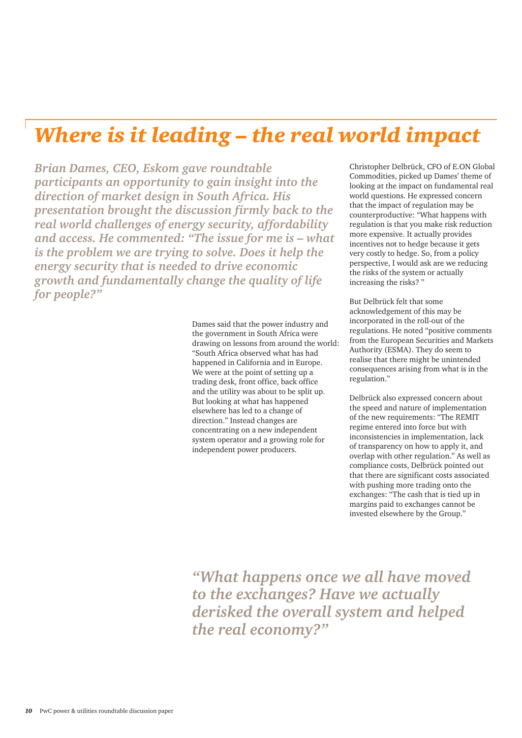# *Where is it leading – the real world impact*

***Brian Dames, CEO, Eskom gave roundtable participants an opportunity to gain insight into the direction of market design in South Africa. His presentation brought the discussion firmly back to the real world challenges of energy security, affordability and access. He commented: "The issue for me is – what is the problem we are trying to solve. Does it help the energy security that is needed to drive economic growth and fundamentally change the quality of life for people?"***

Dames said that the power industry and the government in South Africa were drawing on lessons from around the world: "South Africa observed what has had happened in California and in Europe. We were at the point of setting up a trading desk, front office, back office and the utility was about to be split up. But looking at what has happened elsewhere has led to a change of direction." Instead changes are concentrating on a new independent system operator and a growing role for independent power producers.

Christopher Delbrück, CFO of E.ON Global Commodities, picked up Dames' theme of looking at the impact on fundamental real world questions. He expressed concern that the impact of regulation may be counterproductive: "What happens with regulation is that you make risk reduction more expensive. It actually provides incentives not to hedge because it gets very costly to hedge. So, from a policy perspective, I would ask are we reducing the risks of the system or actually increasing the risks? "

But Delbrück felt that some acknowledgement of this may be incorporated in the roll-out of the regulations. He noted "positive comments from the European Securities and Markets Authority (ESMA). They do seem to realise that there might be unintended consequences arising from what is in the regulation."

Delbrück also expressed concern about the speed and nature of implementation of the new requirements: "The REMIT regime entered into force but with inconsistencies in implementation, lack of transparency on how to apply it, and overlap with other regulation." As well as compliance costs, Delbrück pointed out that there are significant costs associated with pushing more trading onto the exchanges: "The cash that is tied up in margins paid to exchanges cannot be invested elsewhere by the Group."

***"What happens once we all have moved to the exchanges? Have we actually derisked the overall system and helped the real economy?"***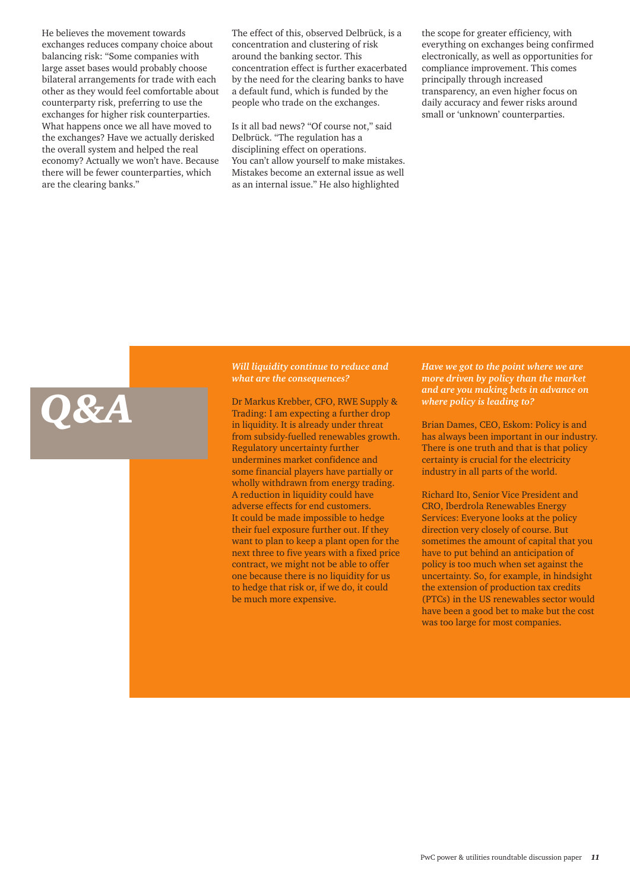He believes the movement towards exchanges reduces company choice about balancing risk: "Some companies with large asset bases would probably choose bilateral arrangements for trade with each other as they would feel comfortable about counterparty risk, preferring to use the exchanges for higher risk counterparties. What happens once we all have moved to the exchanges? Have we actually derisked the overall system and helped the real economy? Actually we won't have. Because there will be fewer counterparties, which are the clearing banks."

The effect of this, observed Delbrück, is a concentration and clustering of risk around the banking sector. This concentration effect is further exacerbated by the need for the clearing banks to have a default fund, which is funded by the people who trade on the exchanges.

Is it all bad news? "Of course not," said Delbrück. "The regulation has a disciplining effect on operations. You can't allow yourself to make mistakes. Mistakes become an external issue as well as an internal issue." He also highlighted the scope for greater efficiency, with everything on exchanges being confirmed electronically, as well as opportunities for compliance improvement. This comes principally through increased transparency, an even higher focus on daily accuracy and fewer risks around small or 'unknown' counterparties.

## *Q&A*

***Will liquidity continue to reduce and what are the consequences?***

Dr Markus Krebber, CFO, RWE Supply & Trading: I am expecting a further drop in liquidity. It is already under threat from subsidy-fuelled renewables growth. Regulatory uncertainty further undermines market confidence and some financial players have partially or wholly withdrawn from energy trading. A reduction in liquidity could have adverse effects for end customers. It could be made impossible to hedge their fuel exposure further out. If they want to plan to keep a plant open for the next three to five years with a fixed price contract, we might not be able to offer one because there is no liquidity for us to hedge that risk or, if we do, it could be much more expensive.

***Have we got to the point where we are more driven by policy than the market and are you making bets in advance on where policy is leading to?***

Brian Dames, CEO, Eskom: Policy is and has always been important in our industry. There is one truth and that is that policy certainty is crucial for the electricity industry in all parts of the world.

Richard Ito, Senior Vice President and CRO, Iberdrola Renewables Energy Services: Everyone looks at the policy direction very closely of course. But sometimes the amount of capital that you have to put behind an anticipation of policy is too much when set against the uncertainty. So, for example, in hindsight the extension of production tax credits (PTCs) in the US renewables sector would have been a good bet to make but the cost was too large for most companies.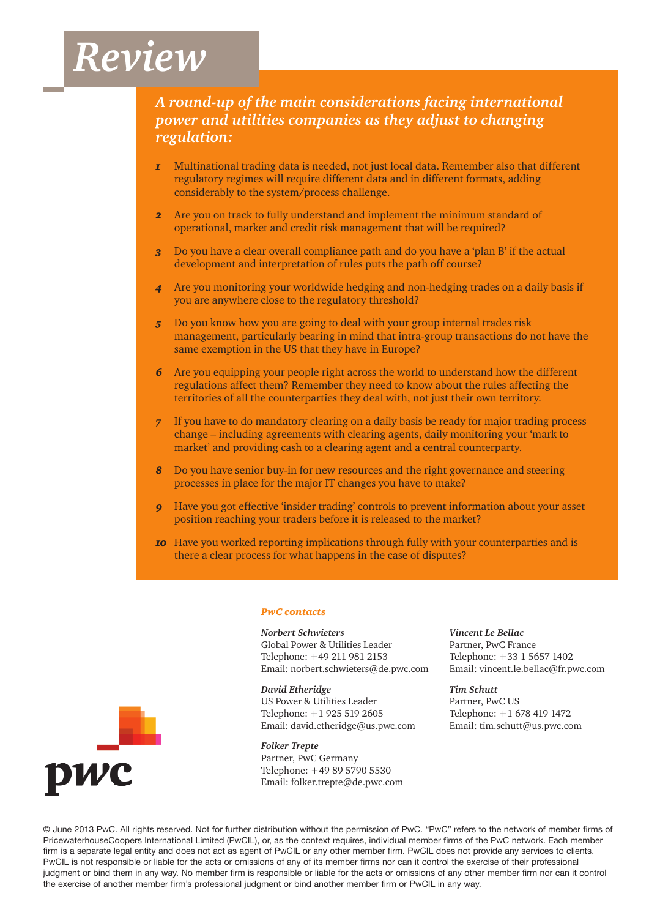# Review

*A round-up of the main considerations facing international power and utilities companies as they adjust to changing regulation:*

1. Multinational trading data is needed, not just local data. Remember also that different regulatory regimes will require different data and in different formats, adding considerably to the system/process challenge.
2. Are you on track to fully understand and implement the minimum standard of operational, market and credit risk management that will be required?
3. Do you have a clear overall compliance path and do you have a 'plan B' if the actual development and interpretation of rules puts the path off course?
4. Are you monitoring your worldwide hedging and non-hedging trades on a daily basis if you are anywhere close to the regulatory threshold?
5. Do you know how you are going to deal with your group internal trades risk management, particularly bearing in mind that intra-group transactions do not have the same exemption in the US that they have in Europe?
6. Are you equipping your people right across the world to understand how the different regulations affect them? Remember they need to know about the rules affecting the territories of all the counterparties they deal with, not just their own territory.
7. If you have to do mandatory clearing on a daily basis be ready for major trading process change – including agreements with clearing agents, daily monitoring your 'mark to market' and providing cash to a clearing agent and a central counterparty.
8. Do you have senior buy-in for new resources and the right governance and steering processes in place for the major IT changes you have to make?
9. Have you got effective 'insider trading' controls to prevent information about your asset position reaching your traders before it is released to the market?
10. Have you worked reporting implications through fully with your counterparties and is there a clear process for what happens in the case of disputes?

***PwC contacts***

*Norbert Schwieters*
Global Power & Utilities Leader
Telephone: +49 211 981 2153
Email: norbert.schwieters@de.pwc.com

*David Etheridge*
US Power & Utilities Leader
Telephone: +1 925 519 2605
Email: david.etheridge@us.pwc.com

*Folker Trepte*
Partner, PwC Germany
Telephone: +49 89 5790 5530
Email: folker.trepte@de.pwc.com

*Vincent Le Bellac*
Partner, PwC France
Telephone: +33 1 5657 1402
Email: vincent.le.bellac@fr.pwc.com

*Tim Schutt*
Partner, PwC US
Telephone: +1 678 419 1472
Email: tim.schutt@us.pwc.com

pwc

© June 2013 PwC. All rights reserved. Not for further distribution without the permission of PwC. "PwC" refers to the network of member firms of PricewaterhouseCoopers International Limited (PwCIL), or, as the context requires, individual member firms of the PwC network. Each member firm is a separate legal entity and does not act as agent of PwCIL or any other member firm. PwCIL does not provide any services to clients. PwCIL is not responsible or liable for the acts or omissions of any of its member firms nor can it control the exercise of their professional judgment or bind them in any way. No member firm is responsible or liable for the acts or omissions of any other member firm nor can it control the exercise of another member firm's professional judgment or bind another member firm or PwCIL in any way.